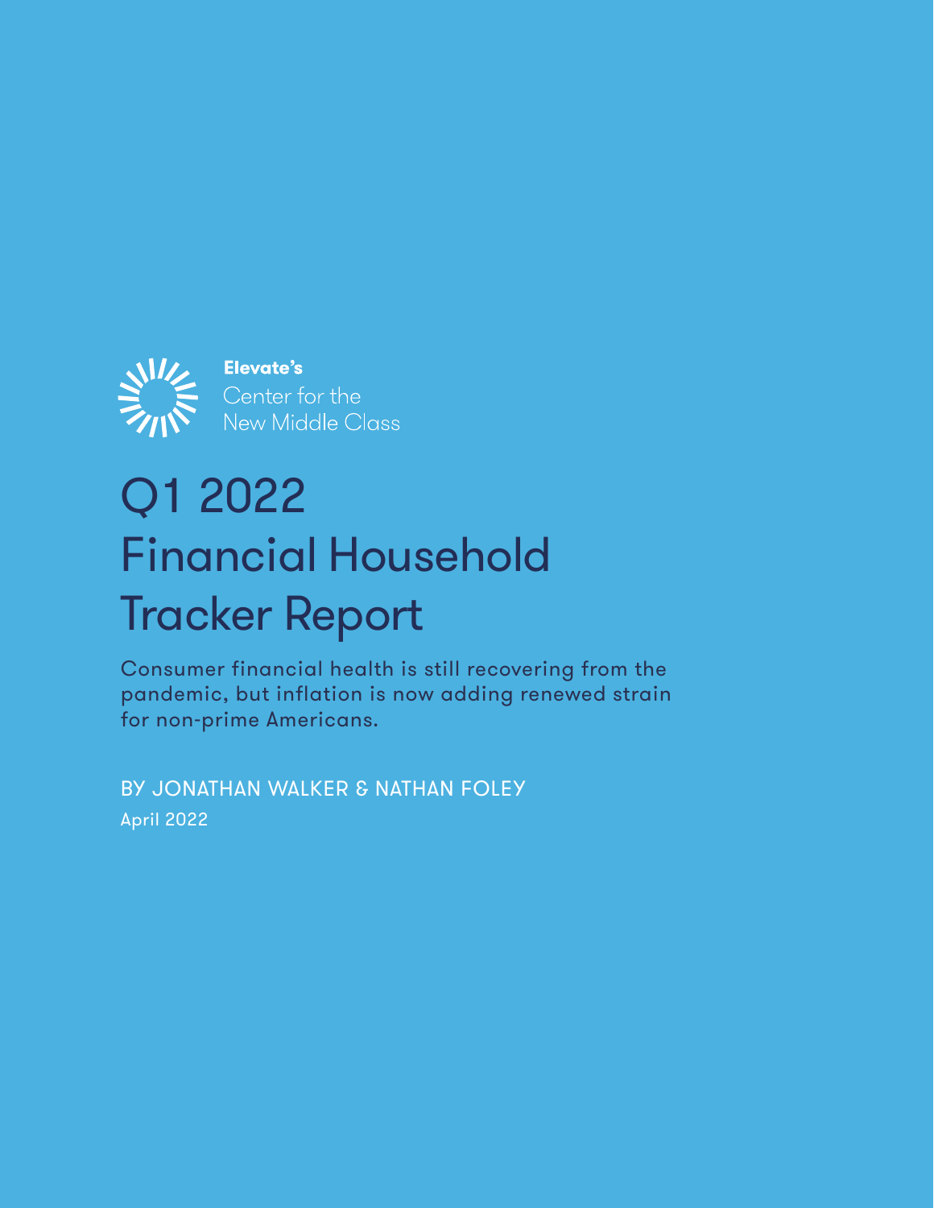Elevate's
Center for the
New Middle Class

# Q1 2022 Financial Household Tracker Report

Consumer financial health is still recovering from the pandemic, but inflation is now adding renewed strain for non-prime Americans.

BY JONATHAN WALKER & NATHAN FOLEY

April 2022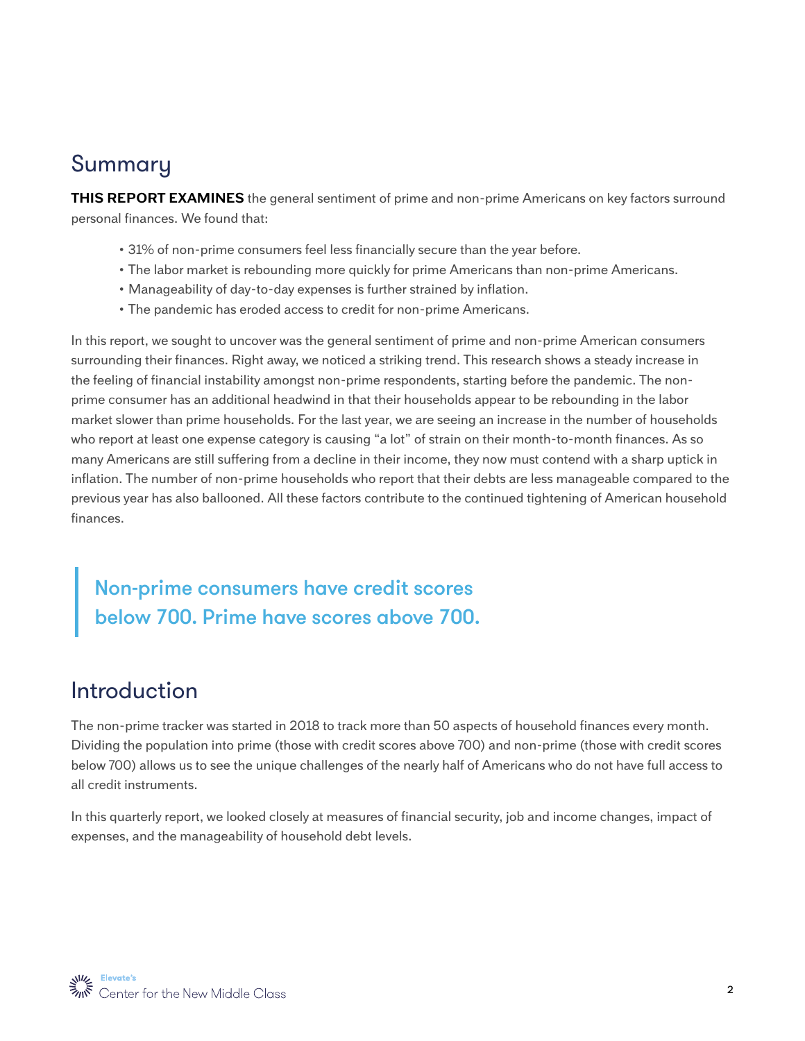## Summary

**THIS REPORT EXAMINES** the general sentiment of prime and non-prime Americans on key factors surround personal finances. We found that:

- 31% of non-prime consumers feel less financially secure than the year before.
- The labor market is rebounding more quickly for prime Americans than non-prime Americans.
- Manageability of day-to-day expenses is further strained by inflation.
- The pandemic has eroded access to credit for non-prime Americans.

In this report, we sought to uncover was the general sentiment of prime and non-prime American consumers surrounding their finances. Right away, we noticed a striking trend. This research shows a steady increase in the feeling of financial instability amongst non-prime respondents, starting before the pandemic. The non-prime consumer has an additional headwind in that their households appear to be rebounding in the labor market slower than prime households. For the last year, we are seeing an increase in the number of households who report at least one expense category is causing "a lot" of strain on their month-to-month finances. As so many Americans are still suffering from a decline in their income, they now must contend with a sharp uptick in inflation. The number of non-prime households who report that their debts are less manageable compared to the previous year has also ballooned. All these factors contribute to the continued tightening of American household finances.

> Non-prime consumers have credit scores below 700. Prime have scores above 700.

## Introduction

The non-prime tracker was started in 2018 to track more than 50 aspects of household finances every month. Dividing the population into prime (those with credit scores above 700) and non-prime (those with credit scores below 700) allows us to see the unique challenges of the nearly half of Americans who do not have full access to all credit instruments.

In this quarterly report, we looked closely at measures of financial security, job and income changes, impact of expenses, and the manageability of household debt levels.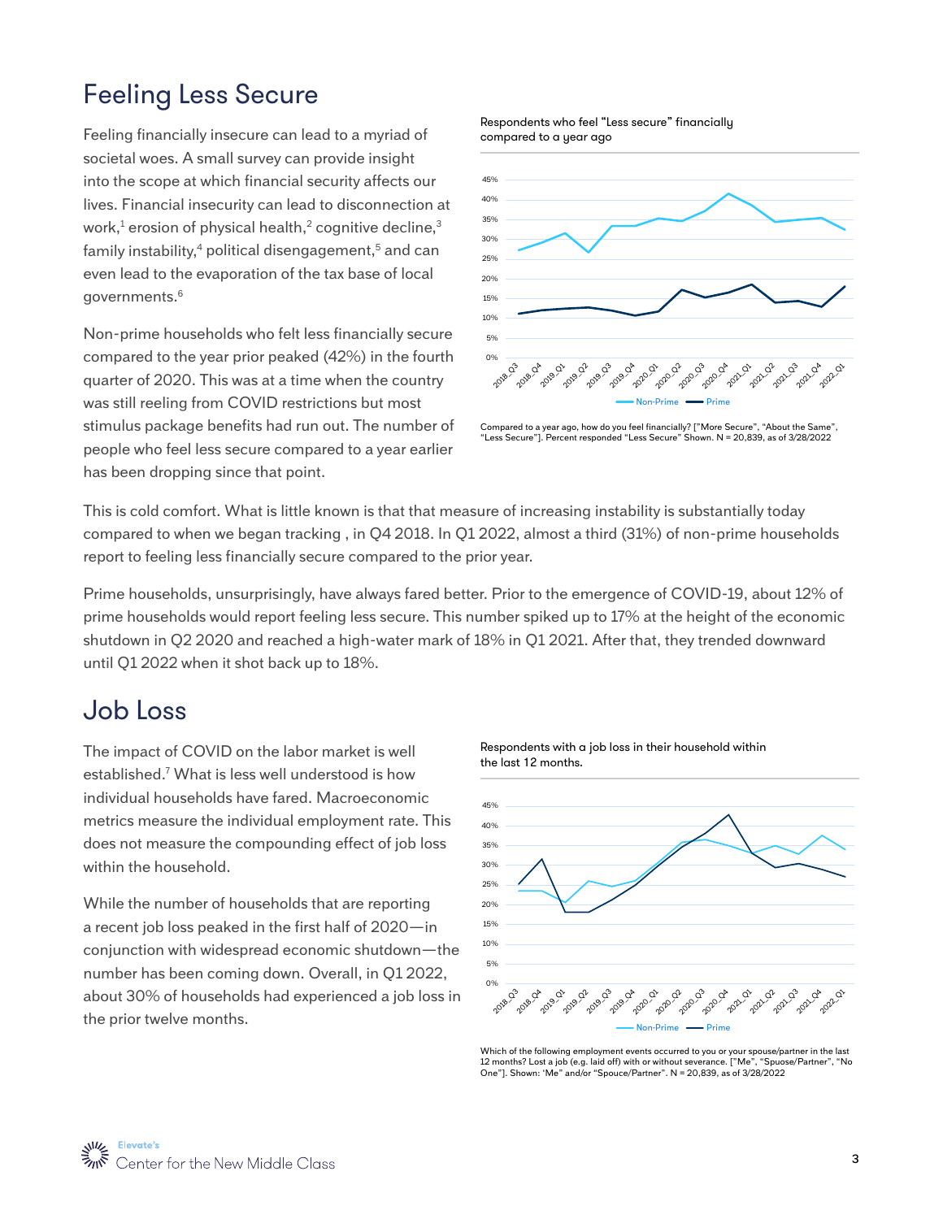## Feeling Less Secure

Feeling financially insecure can lead to a myriad of societal woes. A small survey can provide insight into the scope at which financial security affects our lives. Financial insecurity can lead to disconnection at work,[1] erosion of physical health,[2] cognitive decline,[3] family instability,[4] political disengagement,[5] and can even lead to the evaporation of the tax base of local governments.[6]

Non-prime households who felt less financially secure compared to the year prior peaked (42%) in the fourth quarter of 2020. This was at a time when the country was still reeling from COVID restrictions but most stimulus package benefits had run out. The number of people who feel less secure compared to a year earlier has been dropping since that point.

Respondents who feel "Less secure" financially compared to a year ago

Compared to a year ago, how do you feel financially? ["More Secure", "About the Same", "Less Secure"]. Percent responded "Less Secure" Shown. N = 20,839, as of 3/28/2022

This is cold comfort. What is little known is that that measure of increasing instability is substantially today compared to when we began tracking , in Q4 2018. In Q1 2022, almost a third (31%) of non-prime households report to feeling less financially secure compared to the prior year.

Prime households, unsurprisingly, have always fared better. Prior to the emergence of COVID-19, about 12% of prime households would report feeling less secure. This number spiked up to 17% at the height of the economic shutdown in Q2 2020 and reached a high-water mark of 18% in Q1 2021. After that, they trended downward until Q1 2022 when it shot back up to 18%.

## Job Loss

The impact of COVID on the labor market is well established.[7] What is less well understood is how individual households have fared. Macroeconomic metrics measure the individual employment rate. This does not measure the compounding effect of job loss within the household.

While the number of households that are reporting a recent job loss peaked in the first half of 2020—in conjunction with widespread economic shutdown—the number has been coming down. Overall, in Q1 2022, about 30% of households had experienced a job loss in the prior twelve months.

Respondents with a job loss in their household within the last 12 months.

Which of the following employment events occurred to you or your spouse/partner in the last 12 months? Lost a job (e.g. laid off) with or without severance. ["Me", "Spuose/Partner", "No One"]. Shown: 'Me" and/or "Spouse/Partner". N = 20,839, as of 3/28/2022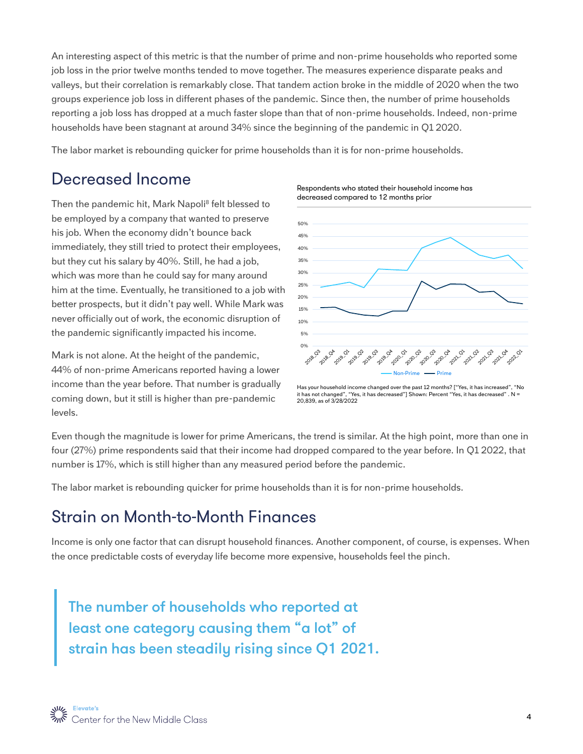An interesting aspect of this metric is that the number of prime and non-prime households who reported some job loss in the prior twelve months tended to move together. The measures experience disparate peaks and valleys, but their correlation is remarkably close. That tandem action broke in the middle of 2020 when the two groups experience job loss in different phases of the pandemic. Since then, the number of prime households reporting a job loss has dropped at a much faster slope than that of non-prime households. Indeed, non-prime households have been stagnant at around 34% since the beginning of the pandemic in Q1 2020.

The labor market is rebounding quicker for prime households than it is for non-prime households.

## Decreased Income

Then the pandemic hit, Mark Napoli[8] felt blessed to be employed by a company that wanted to preserve his job. When the economy didn't bounce back immediately, they still tried to protect their employees, but they cut his salary by 40%. Still, he had a job, which was more than he could say for many around him at the time. Eventually, he transitioned to a job with better prospects, but it didn't pay well. While Mark was never officially out of work, the economic disruption of the pandemic significantly impacted his income.

Mark is not alone. At the height of the pandemic, 44% of non-prime Americans reported having a lower income than the year before. That number is gradually coming down, but it still is higher than pre-pandemic levels.

Respondents who stated their household income has decreased compared to 12 months prior

Has your household income changed over the past 12 months? ["Yes, it has increased", "No it has not changed", "Yes, it has decreased"] Shown: Percent "Yes, it has decreased" . N = 20,839, as of 3/28/2022

Even though the magnitude is lower for prime Americans, the trend is similar. At the high point, more than one in four (27%) prime respondents said that their income had dropped compared to the year before. In Q1 2022, that number is 17%, which is still higher than any measured period before the pandemic.

The labor market is rebounding quicker for prime households than it is for non-prime households.

## Strain on Month-to-Month Finances

Income is only one factor that can disrupt household finances. Another component, of course, is expenses. When the once predictable costs of everyday life become more expensive, households feel the pinch.

> **The number of households who reported at least one category causing them "a lot" of strain has been steadily rising since Q1 2021.**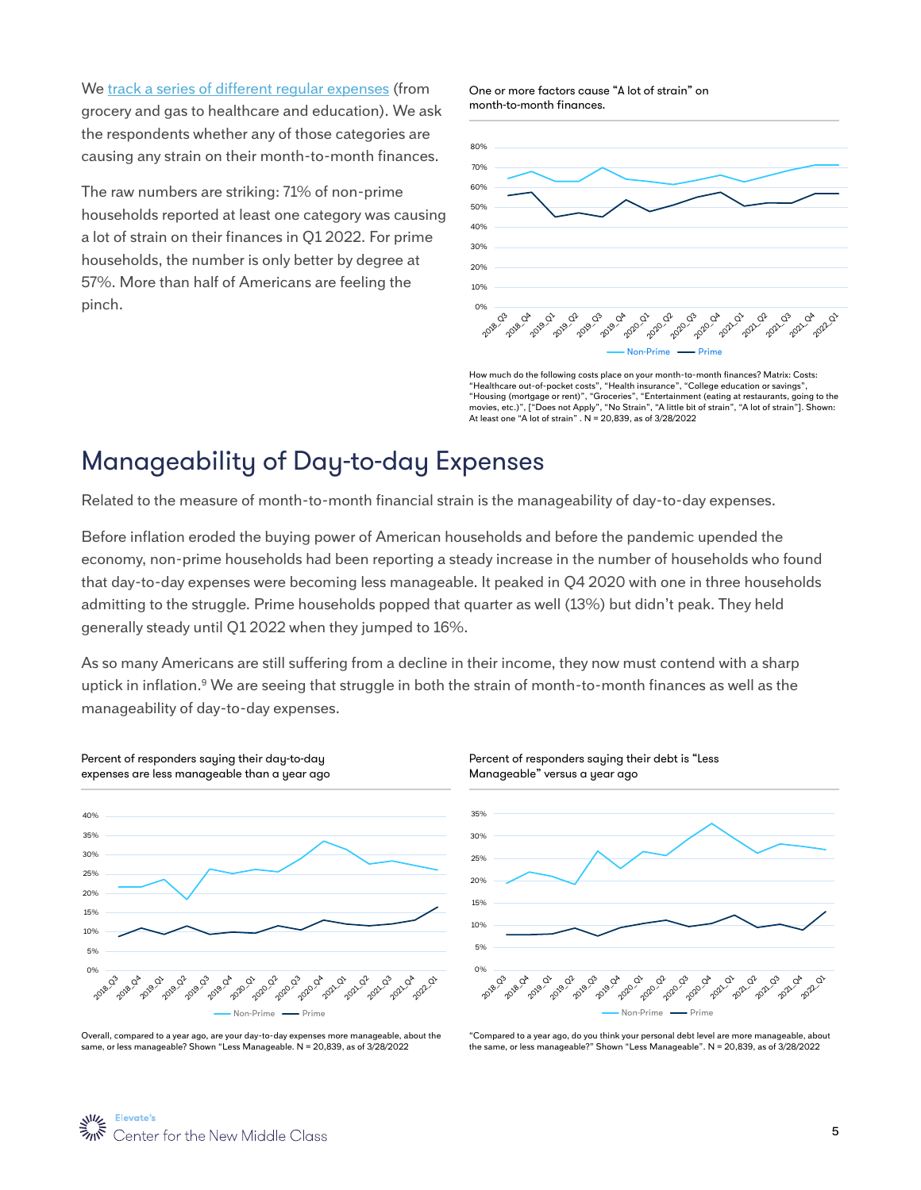We [track a series of different regular expenses](#) (from grocery and gas to healthcare and education). We ask the respondents whether any of those categories are causing any strain on their month-to-month finances.

The raw numbers are striking: 71% of non-prime households reported at least one category was causing a lot of strain on their finances in Q1 2022. For prime households, the number is only better by degree at 57%. More than half of Americans are feeling the pinch.

One or more factors cause "A lot of strain" on month-to-month finances.

How much do the following costs place on your month-to-month finances? Matrix: Costs: "Healthcare out-of-pocket costs", "Health insurance", "College education or savings", "Housing (mortgage or rent)", "Groceries", "Entertainment (eating at restaurants, going to the movies, etc.)", ["Does not Apply", "No Strain", "A little bit of strain", "A lot of strain"]. Shown: At least one "A lot of strain" . N = 20,839, as of 3/28/2022

## Manageability of Day-to-day Expenses

Related to the measure of month-to-month financial strain is the manageability of day-to-day expenses.

Before inflation eroded the buying power of American households and before the pandemic upended the economy, non-prime households had been reporting a steady increase in the number of households who found that day-to-day expenses were becoming less manageable. It peaked in Q4 2020 with one in three households admitting to the struggle. Prime households popped that quarter as well (13%) but didn't peak. They held generally steady until Q1 2022 when they jumped to 16%.

As so many Americans are still suffering from a decline in their income, they now must contend with a sharp uptick in inflation.[9] We are seeing that struggle in both the strain of month-to-month finances as well as the manageability of day-to-day expenses.

Percent of responders saying their day-to-day expenses are less manageable than a year ago

Overall, compared to a year ago, are your day-to-day expenses more manageable, about the same, or less manageable? Shown "Less Manageable. N = 20,839, as of 3/28/2022

Percent of responders saying their debt is "Less Manageable" versus a year ago

"Compared to a year ago, do you think your personal debt level are more manageable, about the same, or less manageable?" Shown "Less Manageable". N = 20,839, as of 3/28/2022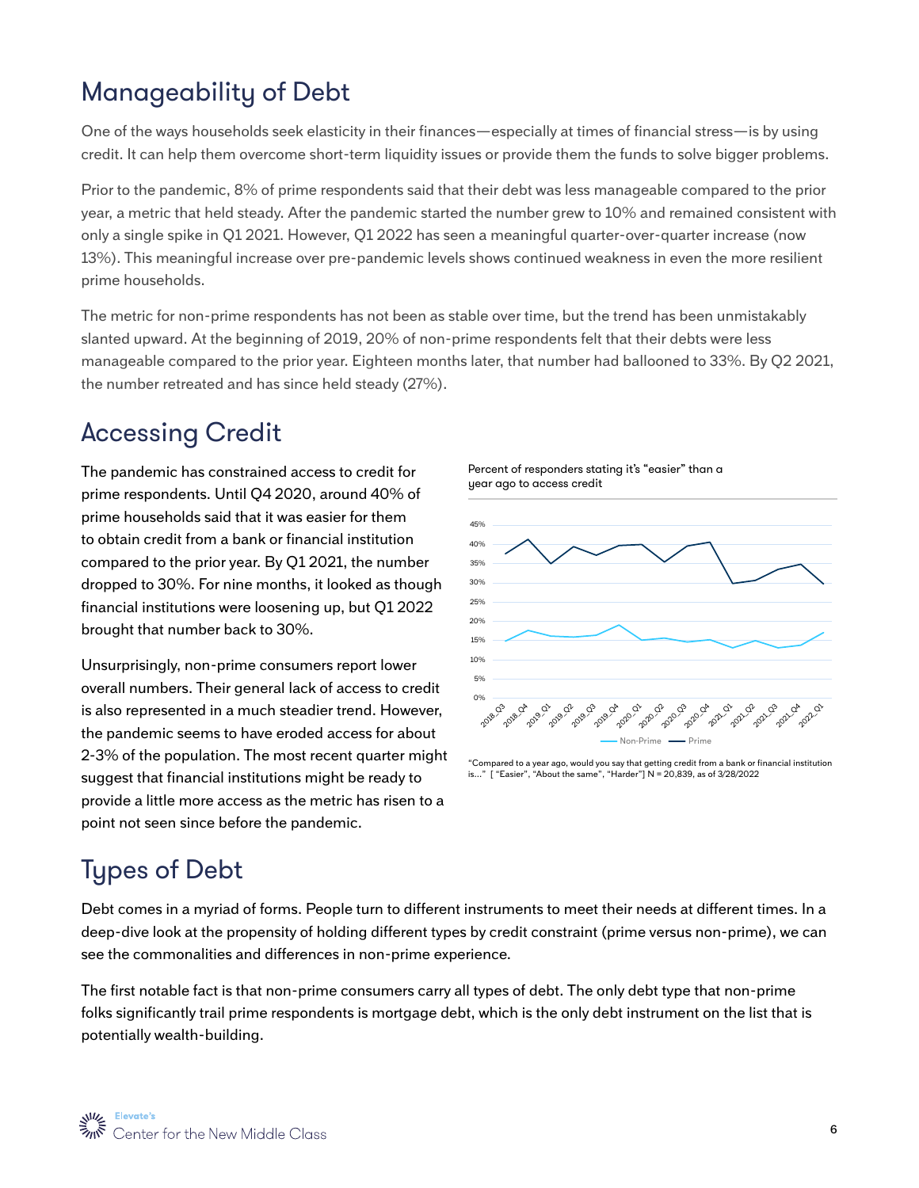## Manageability of Debt

One of the ways households seek elasticity in their finances—especially at times of financial stress—is by using credit. It can help them overcome short-term liquidity issues or provide them the funds to solve bigger problems.

Prior to the pandemic, 8% of prime respondents said that their debt was less manageable compared to the prior year, a metric that held steady. After the pandemic started the number grew to 10% and remained consistent with only a single spike in Q1 2021. However, Q1 2022 has seen a meaningful quarter-over-quarter increase (now 13%). This meaningful increase over pre-pandemic levels shows continued weakness in even the more resilient prime households.

The metric for non-prime respondents has not been as stable over time, but the trend has been unmistakably slanted upward. At the beginning of 2019, 20% of non-prime respondents felt that their debts were less manageable compared to the prior year. Eighteen months later, that number had ballooned to 33%. By Q2 2021, the number retreated and has since held steady (27%).

## Accessing Credit

The pandemic has constrained access to credit for prime respondents. Until Q4 2020, around 40% of prime households said that it was easier for them to obtain credit from a bank or financial institution compared to the prior year. By Q1 2021, the number dropped to 30%. For nine months, it looked as though financial institutions were loosening up, but Q1 2022 brought that number back to 30%.

Unsurprisingly, non-prime consumers report lower overall numbers. Their general lack of access to credit is also represented in a much steadier trend. However, the pandemic seems to have eroded access for about 2-3% of the population. The most recent quarter might suggest that financial institutions might be ready to provide a little more access as the metric has risen to a point not seen since before the pandemic.

Percent of responders stating it's "easier" than a year ago to access credit

"Compared to a year ago, would you say that getting credit from a bank or financial institution is..." [ "Easier", "About the same", "Harder"] N = 20,839, as of 3/28/2022

## Types of Debt

Debt comes in a myriad of forms. People turn to different instruments to meet their needs at different times. In a deep-dive look at the propensity of holding different types by credit constraint (prime versus non-prime), we can see the commonalities and differences in non-prime experience.

The first notable fact is that non-prime consumers carry all types of debt. The only debt type that non-prime folks significantly trail prime respondents is mortgage debt, which is the only debt instrument on the list that is potentially wealth-building.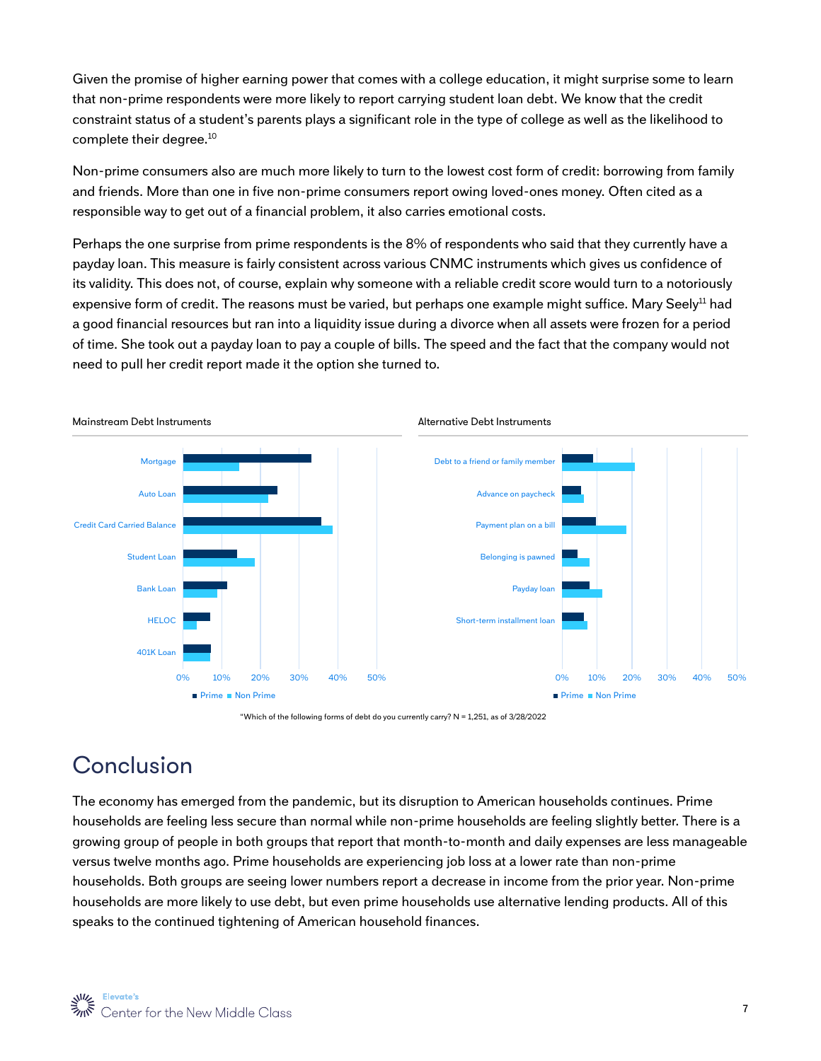Given the promise of higher earning power that comes with a college education, it might surprise some to learn that non-prime respondents were more likely to report carrying student loan debt. We know that the credit constraint status of a student's parents plays a significant role in the type of college as well as the likelihood to complete their degree.[10]

Non-prime consumers also are much more likely to turn to the lowest cost form of credit: borrowing from family and friends. More than one in five non-prime consumers report owing loved-ones money. Often cited as a responsible way to get out of a financial problem, it also carries emotional costs.

Perhaps the one surprise from prime respondents is the 8% of respondents who said that they currently have a payday loan. This measure is fairly consistent across various CNMC instruments which gives us confidence of its validity. This does not, of course, explain why someone with a reliable credit score would turn to a notoriously expensive form of credit. The reasons must be varied, but perhaps one example might suffice. Mary Seely[11] had a good financial resources but ran into a liquidity issue during a divorce when all assets were frozen for a period of time. She took out a payday loan to pay a couple of bills. The speed and the fact that the company would not need to pull her credit report made it the option she turned to.

Mainstream Debt Instruments

Alternative Debt Instruments

"Which of the following forms of debt do you currently carry? N = 1,251, as of 3/28/2022

## Conclusion

The economy has emerged from the pandemic, but its disruption to American households continues. Prime households are feeling less secure than normal while non-prime households are feeling slightly better. There is a growing group of people in both groups that report that month-to-month and daily expenses are less manageable versus twelve months ago. Prime households are experiencing job loss at a lower rate than non-prime households. Both groups are seeing lower numbers report a decrease in income from the prior year. Non-prime households are more likely to use debt, but even prime households use alternative lending products. All of this speaks to the continued tightening of American household finances.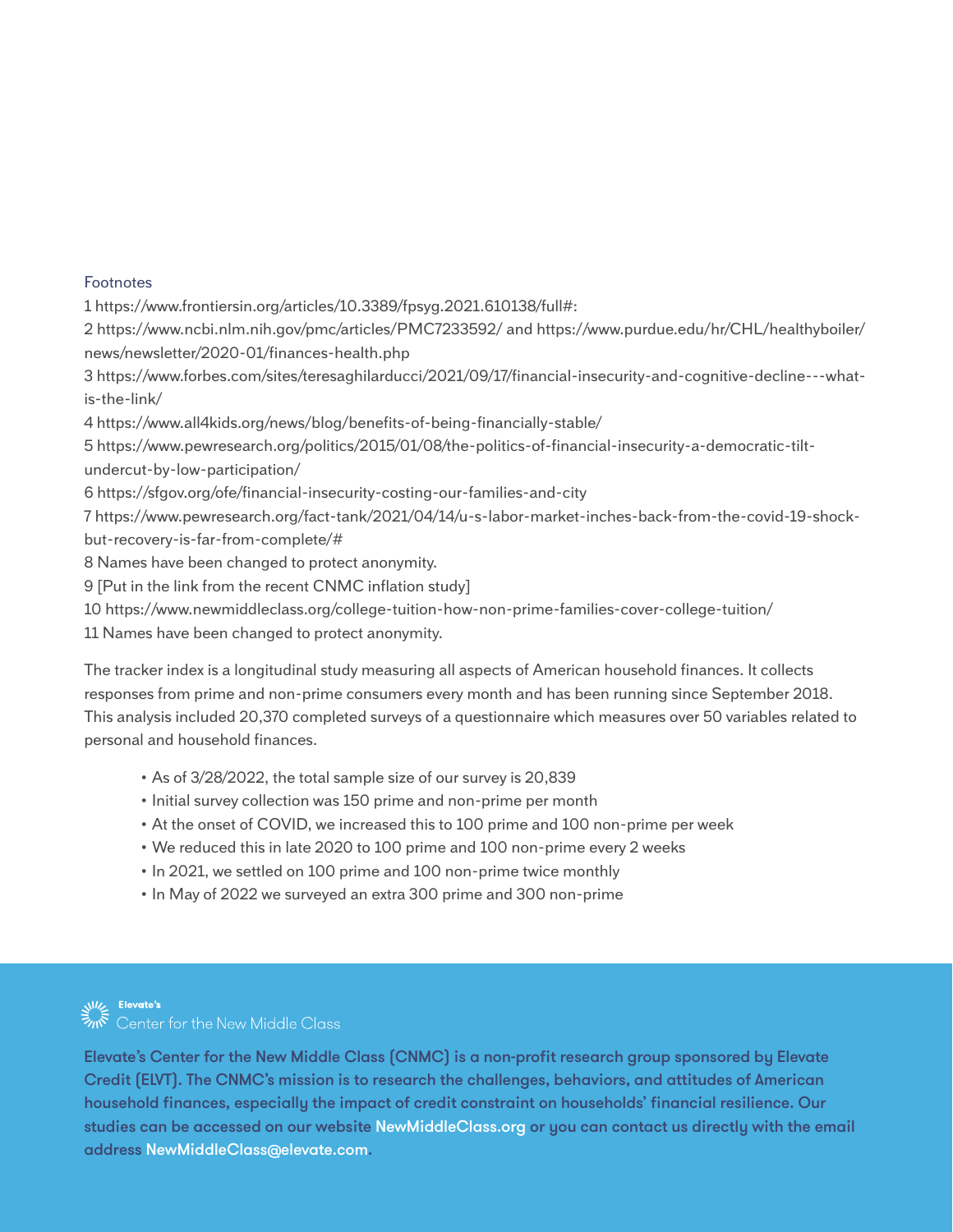Footnotes

1 https://www.frontiersin.org/articles/10.3389/fpsyg.2021.610138/full#:

2 https://www.ncbi.nlm.nih.gov/pmc/articles/PMC7233592/ and https://www.purdue.edu/hr/CHL/healthyboiler/news/newsletter/2020-01/finances-health.php

3 https://www.forbes.com/sites/teresaghilarducci/2021/09/17/financial-insecurity-and-cognitive-decline---what-is-the-link/

4 https://www.all4kids.org/news/blog/benefits-of-being-financially-stable/

5 https://www.pewresearch.org/politics/2015/01/08/the-politics-of-financial-insecurity-a-democratic-tilt-undercut-by-low-participation/

6 https://sfgov.org/ofe/financial-insecurity-costing-our-families-and-city

7 https://www.pewresearch.org/fact-tank/2021/04/14/u-s-labor-market-inches-back-from-the-covid-19-shock-but-recovery-is-far-from-complete/#

8 Names have been changed to protect anonymity.

9 [Put in the link from the recent CNMC inflation study]

10 https://www.newmiddleclass.org/college-tuition-how-non-prime-families-cover-college-tuition/

11 Names have been changed to protect anonymity.

The tracker index is a longitudinal study measuring all aspects of American household finances. It collects responses from prime and non-prime consumers every month and has been running since September 2018. This analysis included 20,370 completed surveys of a questionnaire which measures over 50 variables related to personal and household finances.

- As of 3/28/2022, the total sample size of our survey is 20,839
- Initial survey collection was 150 prime and non-prime per month
- At the onset of COVID, we increased this to 100 prime and 100 non-prime per week
- We reduced this in late 2020 to 100 prime and 100 non-prime every 2 weeks
- In 2021, we settled on 100 prime and 100 non-prime twice monthly
- In May of 2022 we surveyed an extra 300 prime and 300 non-prime

Elevate's Center for the New Middle Class

**Elevate's Center for the New Middle Class (CNMC) is a non-profit research group sponsored by Elevate Credit (ELVT). The CNMC's mission is to research the challenges, behaviors, and attitudes of American household finances, especially the impact of credit constraint on households' financial resilience. Our studies can be accessed on our website NewMiddleClass.org or you can contact us directly with the email address NewMiddleClass@elevate.com.**